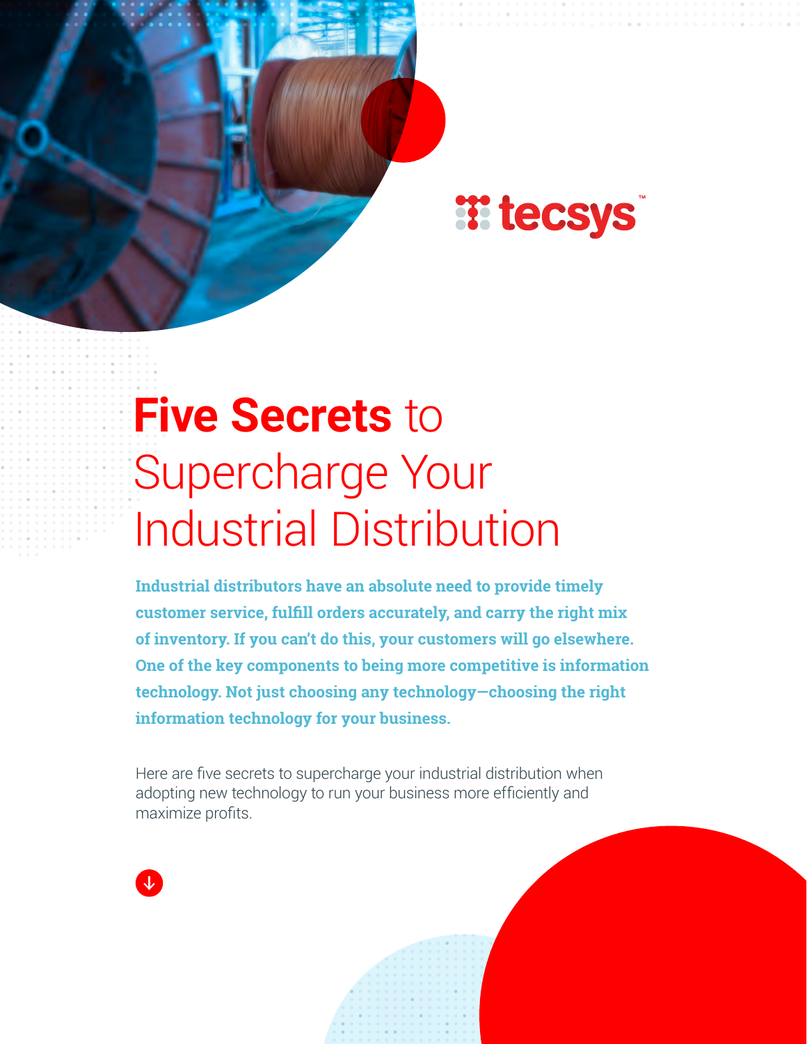# **Five Secrets** to Supercharge Your Industrial Distribution

**Industrial distributors have an absolute need to provide timely customer service, fulfill orders accurately, and carry the right mix of inventory. If you can't do this, your customers will go elsewhere. One of the key components to being more competitive is information technology. Not just choosing any technology—choosing the right information technology for your business.**

Here are five secrets to supercharge your industrial distribution when adopting new technology to run your business more efficiently and maximize profits.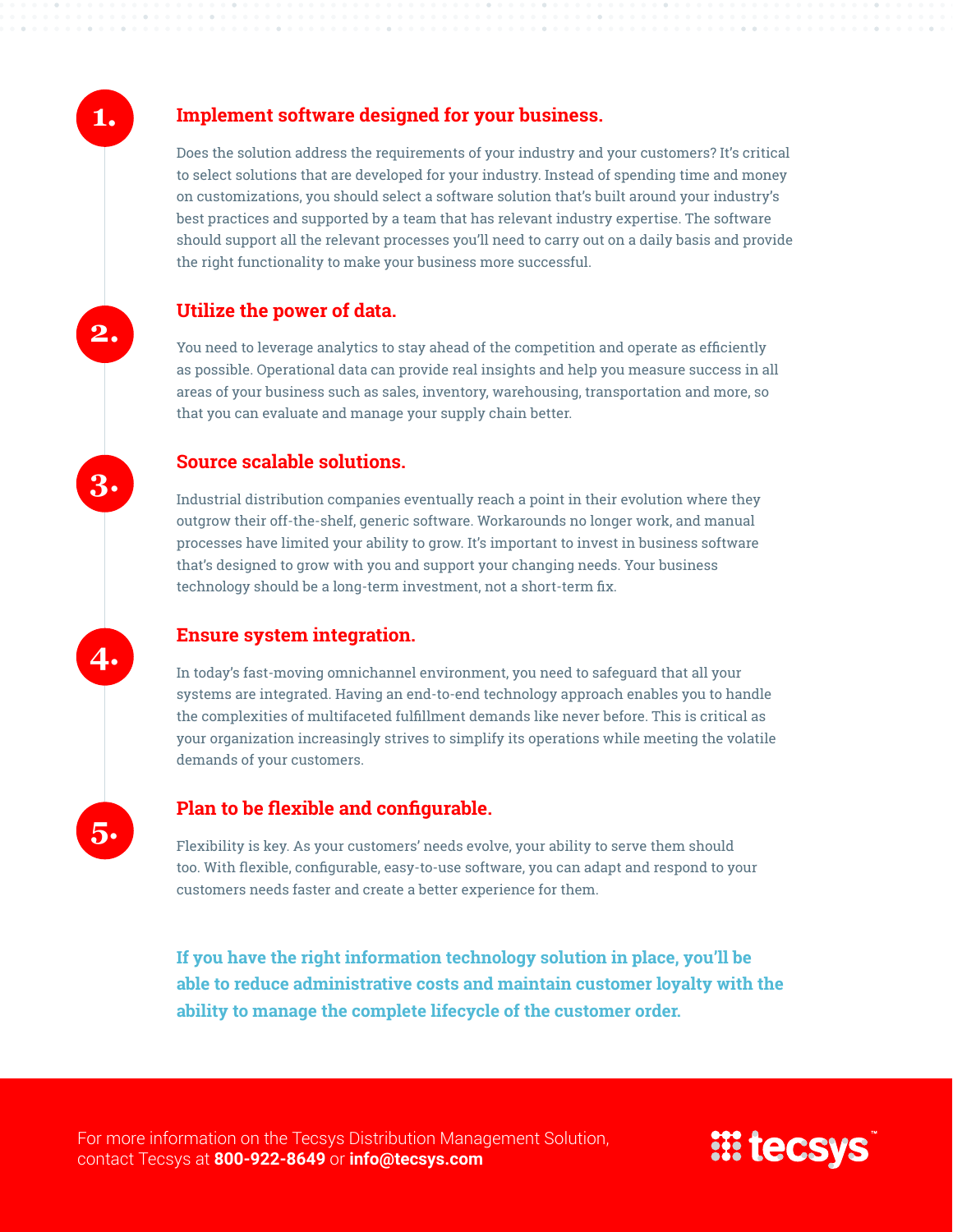## 1. Implement software designed for your business.

Does the solution address the requirements of your industry and your customers? It's critical to select solutions that are developed for your industry. Instead of spending time and money on customizations, you should select a software solution that's built around your industry's best practices and supported by a team that has relevant industry expertise. The software should support all the relevant processes you'll need to carry out on a daily basis and provide the right functionality to make your business more successful.

## 2. Utilize the power of data.

You need to leverage analytics to stay ahead of the competition and operate as efficiently as possible. Operational data can provide real insights and help you measure success in all areas of your business such as sales, inventory, warehousing, transportation and more, so that you can evaluate and manage your supply chain better.

## 3. Source scalable solutions.

Industrial distribution companies eventually reach a point in their evolution where they outgrow their off-the-shelf, generic software. Workarounds no longer work, and manual processes have limited your ability to grow. It's important to invest in business software that's designed to grow with you and support your changing needs. Your business technology should be a long-term investment, not a short-term fix.

## 4. Ensure system integration.

In today's fast-moving omnichannel environment, you need to safeguard that all your systems are integrated. Having an end-to-end technology approach enables you to handle the complexities of multifaceted fulfillment demands like never before. This is critical as your organization increasingly strives to simplify its operations while meeting the volatile demands of your customers.

## 5. Plan to be flexible and configurable.

Flexibility is key. As your customers' needs evolve, your ability to serve them should too. With flexible, configurable, easy-to-use software, you can adapt and respond to your customers needs faster and create a better experience for them.

**If you have the right information technology solution in place, you'll be able to reduce administrative costs and maintain customer loyalty with the ability to manage the complete lifecycle of the customer order.**

For more information on the Tecsys Distribution Management Solution, contact Tecsys at **800-922-8649** or **info@tecsys.com**

tecsys™